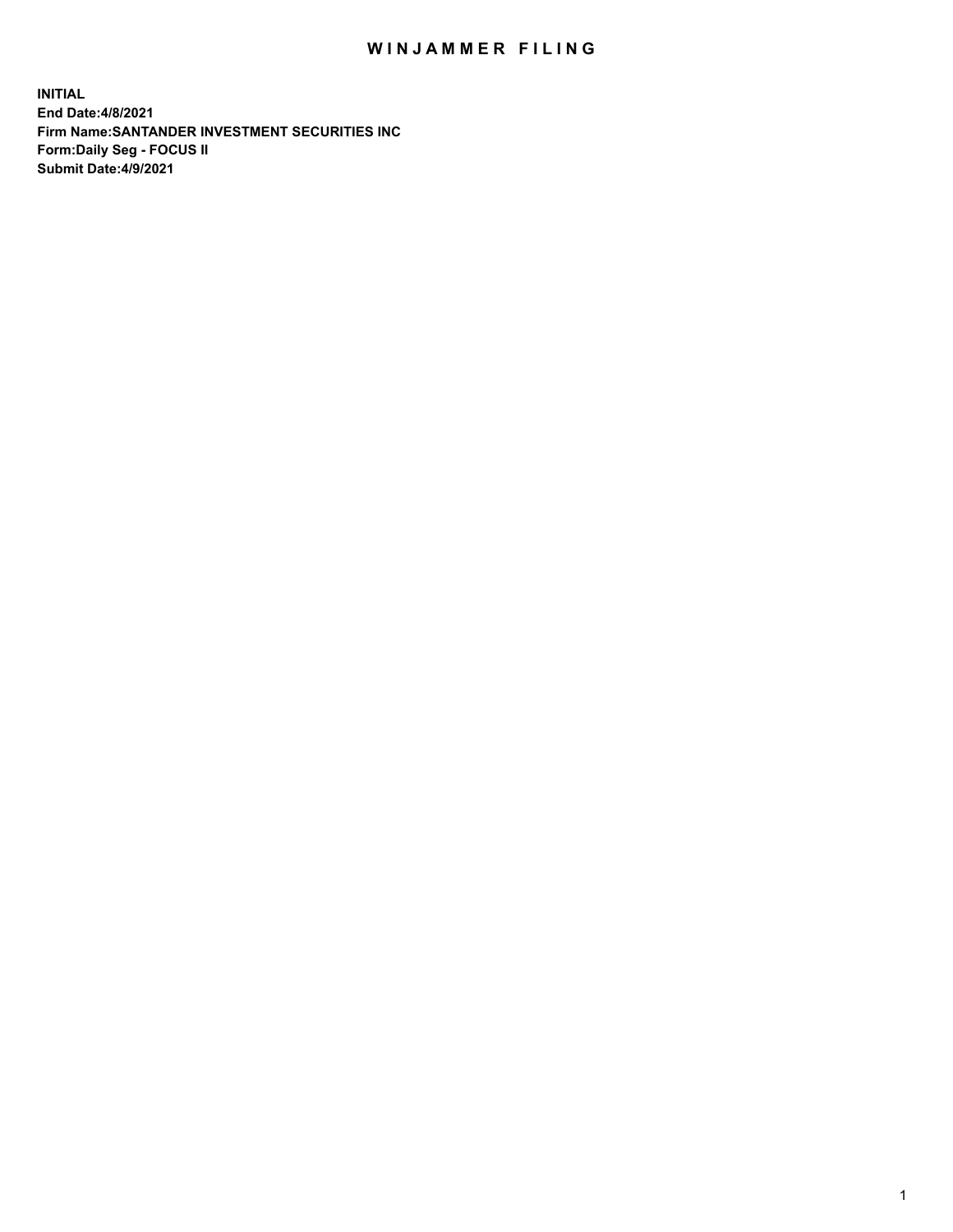# WINJAMMER FILING

**INITIAL**
**End Date:4/8/2021**
**Firm Name:SANTANDER INVESTMENT SECURITIES INC**
**Form:Daily Seg - FOCUS II**
**Submit Date:4/9/2021**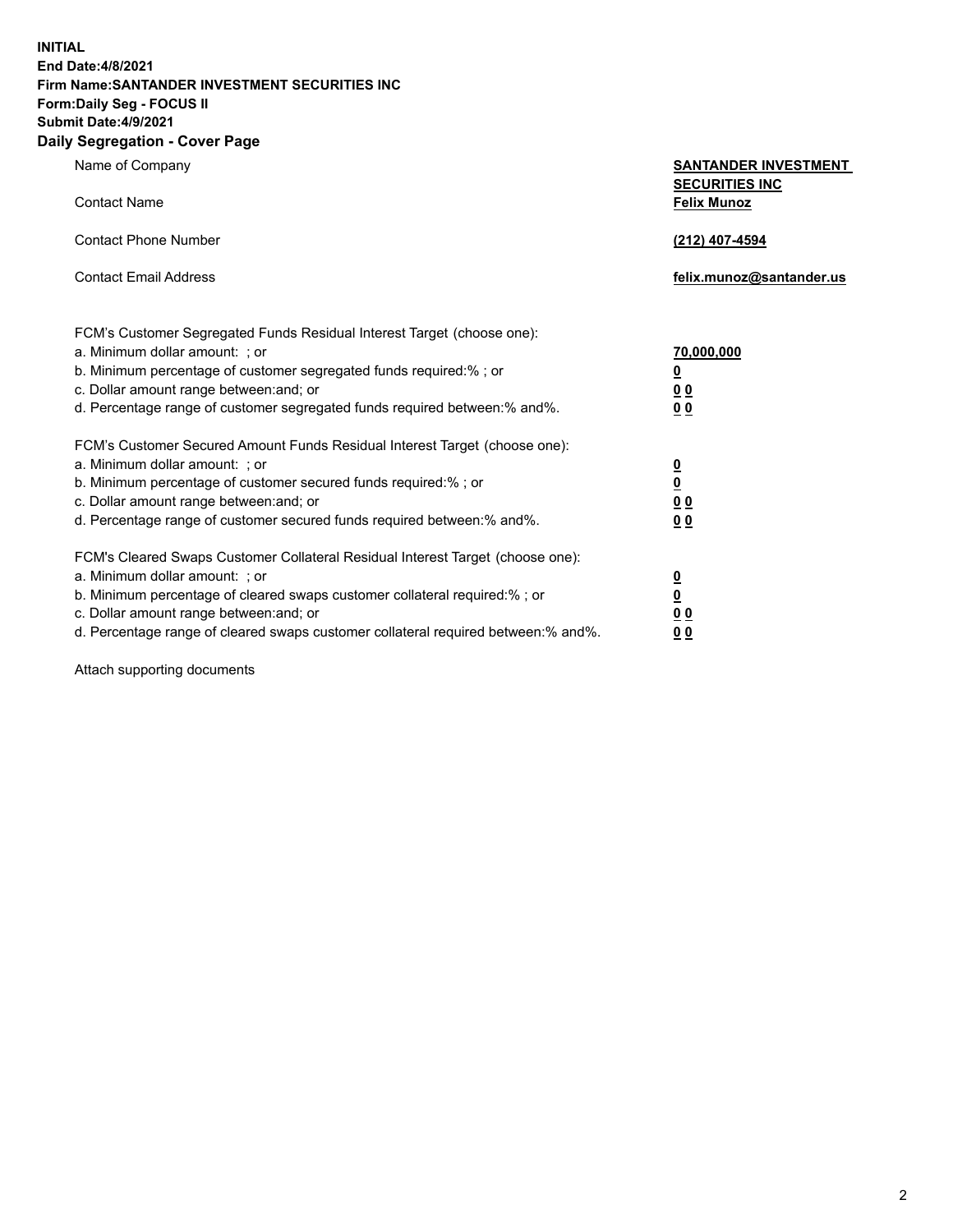**INITIAL**
**End Date:4/8/2021**
**Firm Name:SANTANDER INVESTMENT SECURITIES INC**
**Form:Daily Seg - FOCUS II**
**Submit Date:4/9/2021**

## Daily Segregation - Cover Page

| | |
|---|---|
| Name of Company | **SANTANDER INVESTMENT SECURITIES INC** |
| Contact Name | **Felix Munoz** |
| Contact Phone Number | **(212) 407-4594** |
| Contact Email Address | **felix.munoz@santander.us** |

| | |
|---|---|
| FCM's Customer Segregated Funds Residual Interest Target (choose one): | |
| a. Minimum dollar amount: ; or | **70,000,000** |
| b. Minimum percentage of customer segregated funds required:% ; or | **0** |
| c. Dollar amount range between:and; or | **0 0** |
| d. Percentage range of customer segregated funds required between:% and%. | **0 0** |
| FCM's Customer Secured Amount Funds Residual Interest Target (choose one): | |
| a. Minimum dollar amount: ; or | **0** |
| b. Minimum percentage of customer secured funds required:% ; or | **0** |
| c. Dollar amount range between:and; or | **0 0** |
| d. Percentage range of customer secured funds required between:% and%. | **0 0** |
| FCM's Cleared Swaps Customer Collateral Residual Interest Target (choose one): | |
| a. Minimum dollar amount: ; or | **0** |
| b. Minimum percentage of cleared swaps customer collateral required:% ; or | **0** |
| c. Dollar amount range between:and; or | **0 0** |
| d. Percentage range of cleared swaps customer collateral required between:% and%. | **0 0** |

Attach supporting documents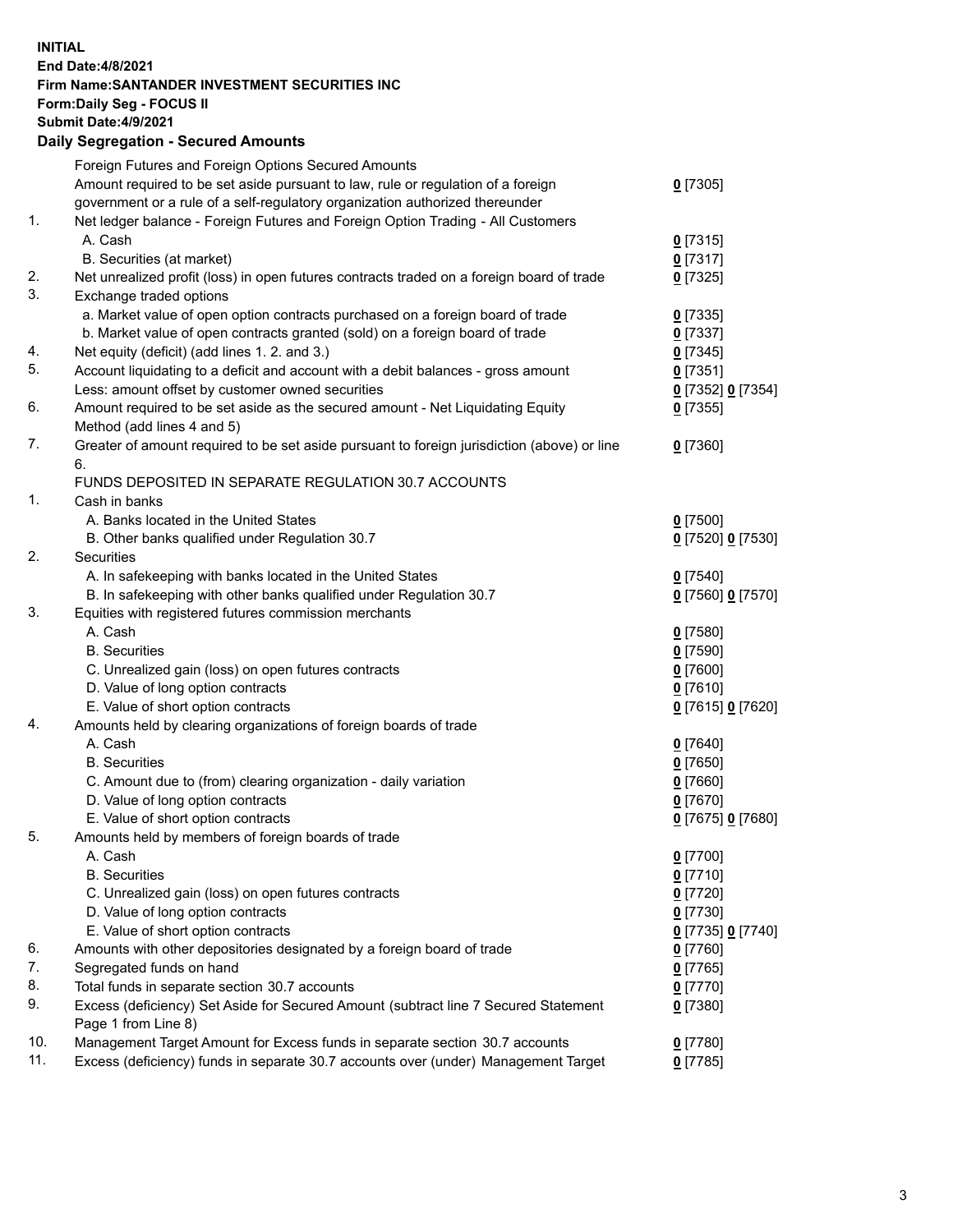**INITIAL**
**End Date:4/8/2021**
**Firm Name:SANTANDER INVESTMENT SECURITIES INC**
**Form:Daily Seg - FOCUS II**
**Submit Date:4/9/2021**

## Daily Segregation - Secured Amounts

| | | |
|---|---|---|
| | Foreign Futures and Foreign Options Secured Amounts | |
| | Amount required to be set aside pursuant to law, rule or regulation of a foreign government or a rule of a self-regulatory organization authorized thereunder | 0 [7305] |
| 1. | Net ledger balance - Foreign Futures and Foreign Option Trading - All Customers | |
| | A. Cash | 0 [7315] |
| | B. Securities (at market) | 0 [7317] |
| 2. | Net unrealized profit (loss) in open futures contracts traded on a foreign board of trade | 0 [7325] |
| 3. | Exchange traded options | |
| | a. Market value of open option contracts purchased on a foreign board of trade | 0 [7335] |
| | b. Market value of open contracts granted (sold) on a foreign board of trade | 0 [7337] |
| 4. | Net equity (deficit) (add lines 1. 2. and 3.) | 0 [7345] |
| 5. | Account liquidating to a deficit and account with a debit balances - gross amount | 0 [7351] |
| | Less: amount offset by customer owned securities | 0 [7352] 0 [7354] |
| 6. | Amount required to be set aside as the secured amount - Net Liquidating Equity Method (add lines 4 and 5) | 0 [7355] |
| 7. | Greater of amount required to be set aside pursuant to foreign jurisdiction (above) or line 6. | 0 [7360] |
| | FUNDS DEPOSITED IN SEPARATE REGULATION 30.7 ACCOUNTS | |
| 1. | Cash in banks | |
| | A. Banks located in the United States | 0 [7500] |
| | B. Other banks qualified under Regulation 30.7 | 0 [7520] 0 [7530] |
| 2. | Securities | |
| | A. In safekeeping with banks located in the United States | 0 [7540] |
| | B. In safekeeping with other banks qualified under Regulation 30.7 | 0 [7560] 0 [7570] |
| 3. | Equities with registered futures commission merchants | |
| | A. Cash | 0 [7580] |
| | B. Securities | 0 [7590] |
| | C. Unrealized gain (loss) on open futures contracts | 0 [7600] |
| | D. Value of long option contracts | 0 [7610] |
| | E. Value of short option contracts | 0 [7615] 0 [7620] |
| 4. | Amounts held by clearing organizations of foreign boards of trade | |
| | A. Cash | 0 [7640] |
| | B. Securities | 0 [7650] |
| | C. Amount due to (from) clearing organization - daily variation | 0 [7660] |
| | D. Value of long option contracts | 0 [7670] |
| | E. Value of short option contracts | 0 [7675] 0 [7680] |
| 5. | Amounts held by members of foreign boards of trade | |
| | A. Cash | 0 [7700] |
| | B. Securities | 0 [7710] |
| | C. Unrealized gain (loss) on open futures contracts | 0 [7720] |
| | D. Value of long option contracts | 0 [7730] |
| | E. Value of short option contracts | 0 [7735] 0 [7740] |
| 6. | Amounts with other depositories designated by a foreign board of trade | 0 [7760] |
| 7. | Segregated funds on hand | 0 [7765] |
| 8. | Total funds in separate section 30.7 accounts | 0 [7770] |
| 9. | Excess (deficiency) Set Aside for Secured Amount (subtract line 7 Secured Statement Page 1 from Line 8) | 0 [7380] |
| 10. | Management Target Amount for Excess funds in separate section 30.7 accounts | 0 [7780] |
| 11. | Excess (deficiency) funds in separate 30.7 accounts over (under) Management Target | 0 [7785] |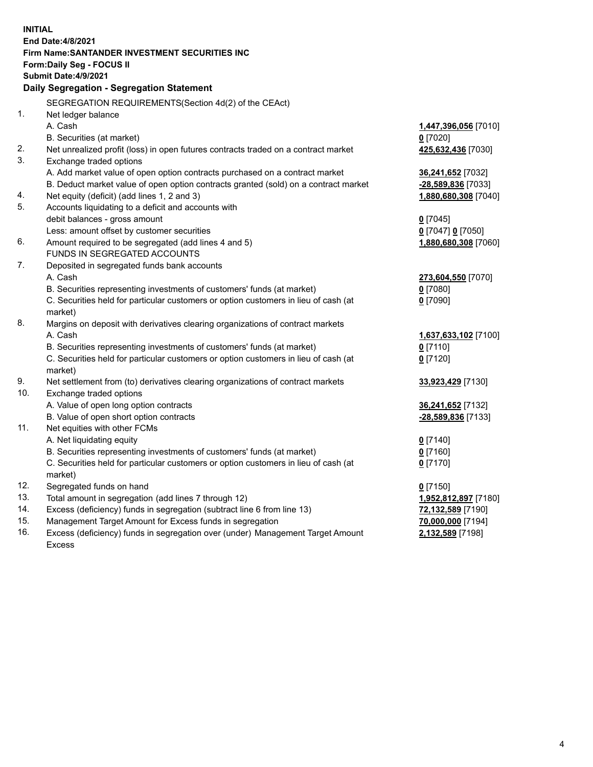**INITIAL**
**End Date:4/8/2021**
**Firm Name:SANTANDER INVESTMENT SECURITIES INC**
**Form:Daily Seg - FOCUS II**
**Submit Date:4/9/2021**

**Daily Segregation - Segregation Statement**

SEGREGATION REQUIREMENTS(Section 4d(2) of the CEAct)

| | | |
|---|---|---|
| 1. | Net ledger balance | |
| | A. Cash | **1,447,396,056** [7010] |
| | B. Securities (at market) | **0** [7020] |
| 2. | Net unrealized profit (loss) in open futures contracts traded on a contract market | **425,632,436** [7030] |
| 3. | Exchange traded options | |
| | A. Add market value of open option contracts purchased on a contract market | **36,241,652** [7032] |
| | B. Deduct market value of open option contracts granted (sold) on a contract market | **-28,589,836** [7033] |
| 4. | Net equity (deficit) (add lines 1, 2 and 3) | **1,880,680,308** [7040] |
| 5. | Accounts liquidating to a deficit and accounts with debit balances - gross amount | **0** [7045] |
| | Less: amount offset by customer securities | **0** [7047] **0** [7050] |
| 6. | Amount required to be segregated (add lines 4 and 5) | **1,880,680,308** [7060] |
| | FUNDS IN SEGREGATED ACCOUNTS | |
| 7. | Deposited in segregated funds bank accounts | |
| | A. Cash | **273,604,550** [7070] |
| | B. Securities representing investments of customers' funds (at market) | **0** [7080] |
| | C. Securities held for particular customers or option customers in lieu of cash (at market) | **0** [7090] |
| 8. | Margins on deposit with derivatives clearing organizations of contract markets | |
| | A. Cash | **1,637,633,102** [7100] |
| | B. Securities representing investments of customers' funds (at market) | **0** [7110] |
| | C. Securities held for particular customers or option customers in lieu of cash (at market) | **0** [7120] |
| 9. | Net settlement from (to) derivatives clearing organizations of contract markets | **33,923,429** [7130] |
| 10. | Exchange traded options | |
| | A. Value of open long option contracts | **36,241,652** [7132] |
| | B. Value of open short option contracts | **-28,589,836** [7133] |
| 11. | Net equities with other FCMs | |
| | A. Net liquidating equity | **0** [7140] |
| | B. Securities representing investments of customers' funds (at market) | **0** [7160] |
| | C. Securities held for particular customers or option customers in lieu of cash (at market) | **0** [7170] |
| 12. | Segregated funds on hand | **0** [7150] |
| 13. | Total amount in segregation (add lines 7 through 12) | **1,952,812,897** [7180] |
| 14. | Excess (deficiency) funds in segregation (subtract line 6 from line 13) | **72,132,589** [7190] |
| 15. | Management Target Amount for Excess funds in segregation | **70,000,000** [7194] |
| 16. | Excess (deficiency) funds in segregation over (under) Management Target Amount Excess | **2,132,589** [7198] |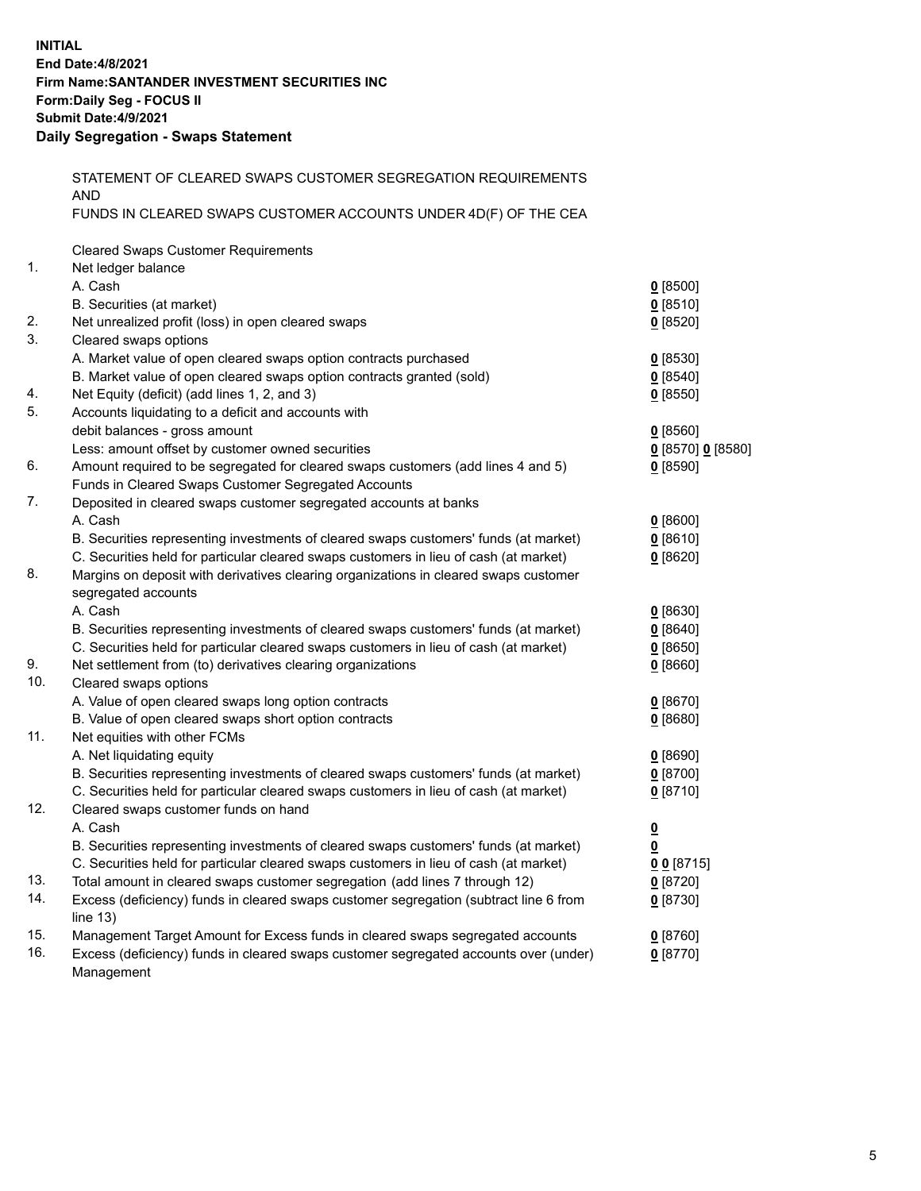**INITIAL**
**End Date:4/8/2021**
**Firm Name:SANTANDER INVESTMENT SECURITIES INC**
**Form:Daily Seg - FOCUS II**
**Submit Date:4/9/2021**
**Daily Segregation - Swaps Statement**

STATEMENT OF CLEARED SWAPS CUSTOMER SEGREGATION REQUIREMENTS AND FUNDS IN CLEARED SWAPS CUSTOMER ACCOUNTS UNDER 4D(F) OF THE CEA

| | | |
|---|---|---|
| | Cleared Swaps Customer Requirements | |
| 1. | Net ledger balance | |
| | A. Cash | 0 [8500] |
| | B. Securities (at market) | 0 [8510] |
| 2. | Net unrealized profit (loss) in open cleared swaps | 0 [8520] |
| 3. | Cleared swaps options | |
| | A. Market value of open cleared swaps option contracts purchased | 0 [8530] |
| | B. Market value of open cleared swaps option contracts granted (sold) | 0 [8540] |
| 4. | Net Equity (deficit) (add lines 1, 2, and 3) | 0 [8550] |
| 5. | Accounts liquidating to a deficit and accounts with | |
| | debit balances - gross amount | 0 [8560] |
| | Less: amount offset by customer owned securities | 0 [8570] 0 [8580] |
| 6. | Amount required to be segregated for cleared swaps customers (add lines 4 and 5) | 0 [8590] |
| | Funds in Cleared Swaps Customer Segregated Accounts | |
| 7. | Deposited in cleared swaps customer segregated accounts at banks | |
| | A. Cash | 0 [8600] |
| | B. Securities representing investments of cleared swaps customers' funds (at market) | 0 [8610] |
| | C. Securities held for particular cleared swaps customers in lieu of cash (at market) | 0 [8620] |
| 8. | Margins on deposit with derivatives clearing organizations in cleared swaps customer segregated accounts | |
| | A. Cash | 0 [8630] |
| | B. Securities representing investments of cleared swaps customers' funds (at market) | 0 [8640] |
| | C. Securities held for particular cleared swaps customers in lieu of cash (at market) | 0 [8650] |
| 9. | Net settlement from (to) derivatives clearing organizations | 0 [8660] |
| 10. | Cleared swaps options | |
| | A. Value of open cleared swaps long option contracts | 0 [8670] |
| | B. Value of open cleared swaps short option contracts | 0 [8680] |
| 11. | Net equities with other FCMs | |
| | A. Net liquidating equity | 0 [8690] |
| | B. Securities representing investments of cleared swaps customers' funds (at market) | 0 [8700] |
| | C. Securities held for particular cleared swaps customers in lieu of cash (at market) | 0 [8710] |
| 12. | Cleared swaps customer funds on hand | |
| | A. Cash | 0 |
| | B. Securities representing investments of cleared swaps customers' funds (at market) | 0 |
| | C. Securities held for particular cleared swaps customers in lieu of cash (at market) | 0 0 [8715] |
| 13. | Total amount in cleared swaps customer segregation (add lines 7 through 12) | 0 [8720] |
| 14. | Excess (deficiency) funds in cleared swaps customer segregation (subtract line 6 from line 13) | 0 [8730] |
| 15. | Management Target Amount for Excess funds in cleared swaps segregated accounts | 0 [8760] |
| 16. | Excess (deficiency) funds in cleared swaps customer segregated accounts over (under) Management | 0 [8770] |